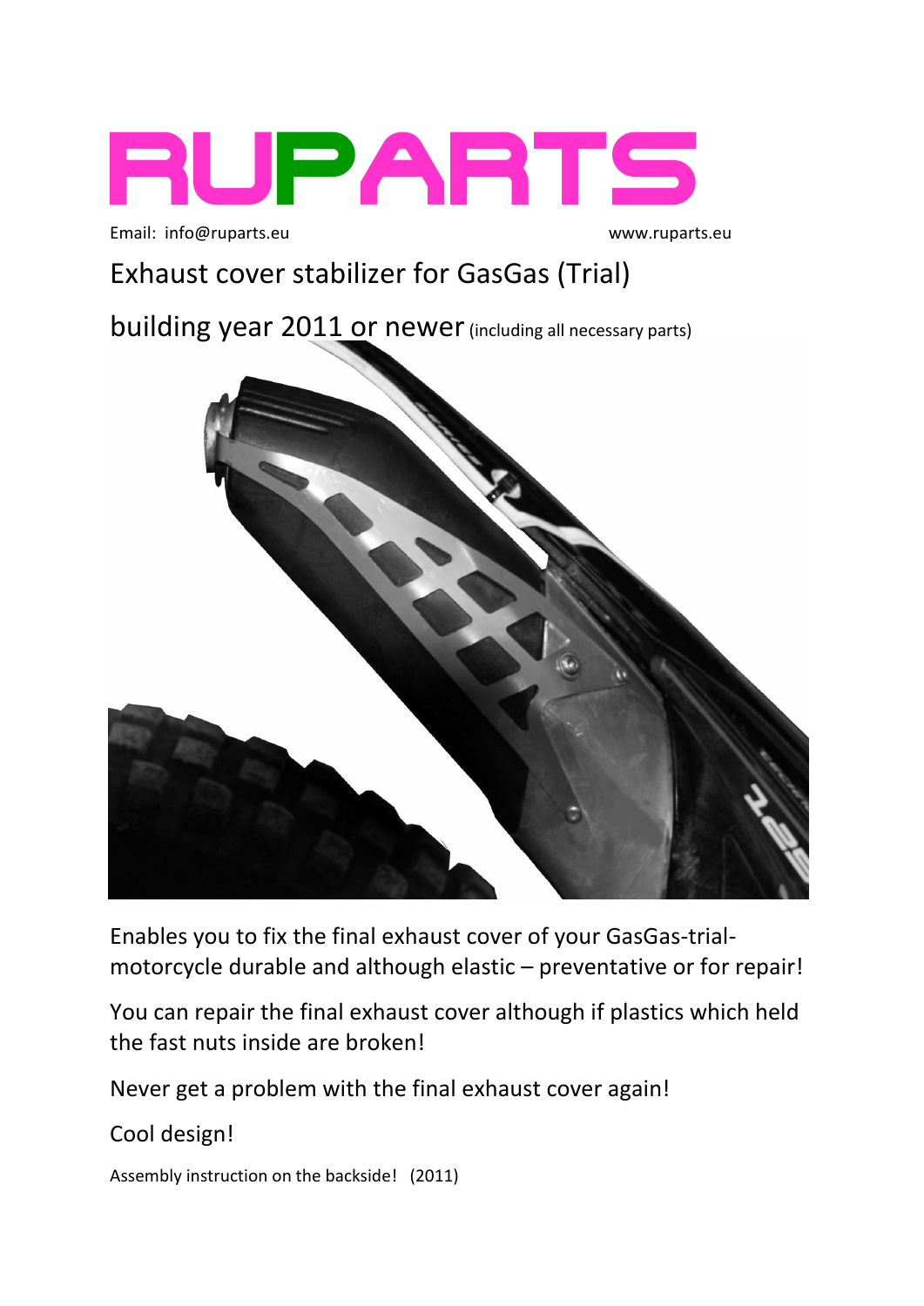# RUPARTS

Email: info@ruparts.eu www.ruparts.eu

## Exhaust cover stabilizer for GasGas (Trial)

## building year 2011 or newer (including all necessary parts)

Enables you to fix the final exhaust cover of your GasGas-trial-motorcycle durable and although elastic – preventative or for repair!

You can repair the final exhaust cover although if plastics which held the fast nuts inside are broken!

Never get a problem with the final exhaust cover again!

Cool design!

Assembly instruction on the backside! (2011)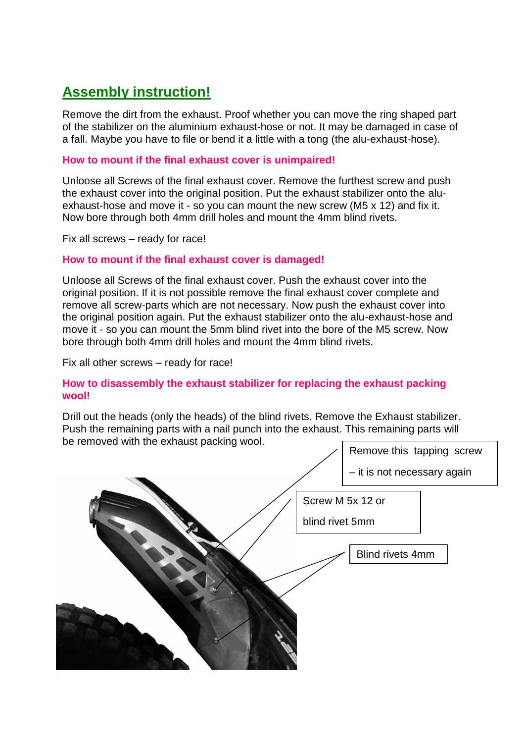## Assembly instruction!

Remove the dirt from the exhaust. Proof whether you can move the ring shaped part of the stabilizer on the aluminium exhaust-hose or not. It may be damaged in case of a fall. Maybe you have to file or bend it a little with a tong (the alu-exhaust-hose).

### How to mount if the final exhaust cover is unimpaired!

Unloose all Screws of the final exhaust cover. Remove the furthest screw and push the exhaust cover into the original position. Put the exhaust stabilizer onto the alu-exhaust-hose and move it - so you can mount the new screw (M5 x 12) and fix it. Now bore through both 4mm drill holes and mount the 4mm blind rivets.

Fix all screws – ready for race!

### How to mount if the final exhaust cover is damaged!

Unloose all Screws of the final exhaust cover. Push the exhaust cover into the original position. If it is not possible remove the final exhaust cover complete and remove all screw-parts which are not necessary. Now push the exhaust cover into the original position again. Put the exhaust stabilizer onto the alu-exhaust-hose and move it - so you can mount the 5mm blind rivet into the bore of the M5 screw. Now bore through both 4mm drill holes and mount the 4mm blind rivets.

Fix all other screws – ready for race!

### How to disassembly the exhaust stabilizer for replacing the exhaust packing wool!

Drill out the heads (only the heads) of the blind rivets. Remove the Exhaust stabilizer. Push the remaining parts with a nail punch into the exhaust. This remaining parts will be removed with the exhaust packing wool.

Remove this tapping screw – it is not necessary again

Screw M 5x 12 or blind rivet 5mm

Blind rivets 4mm